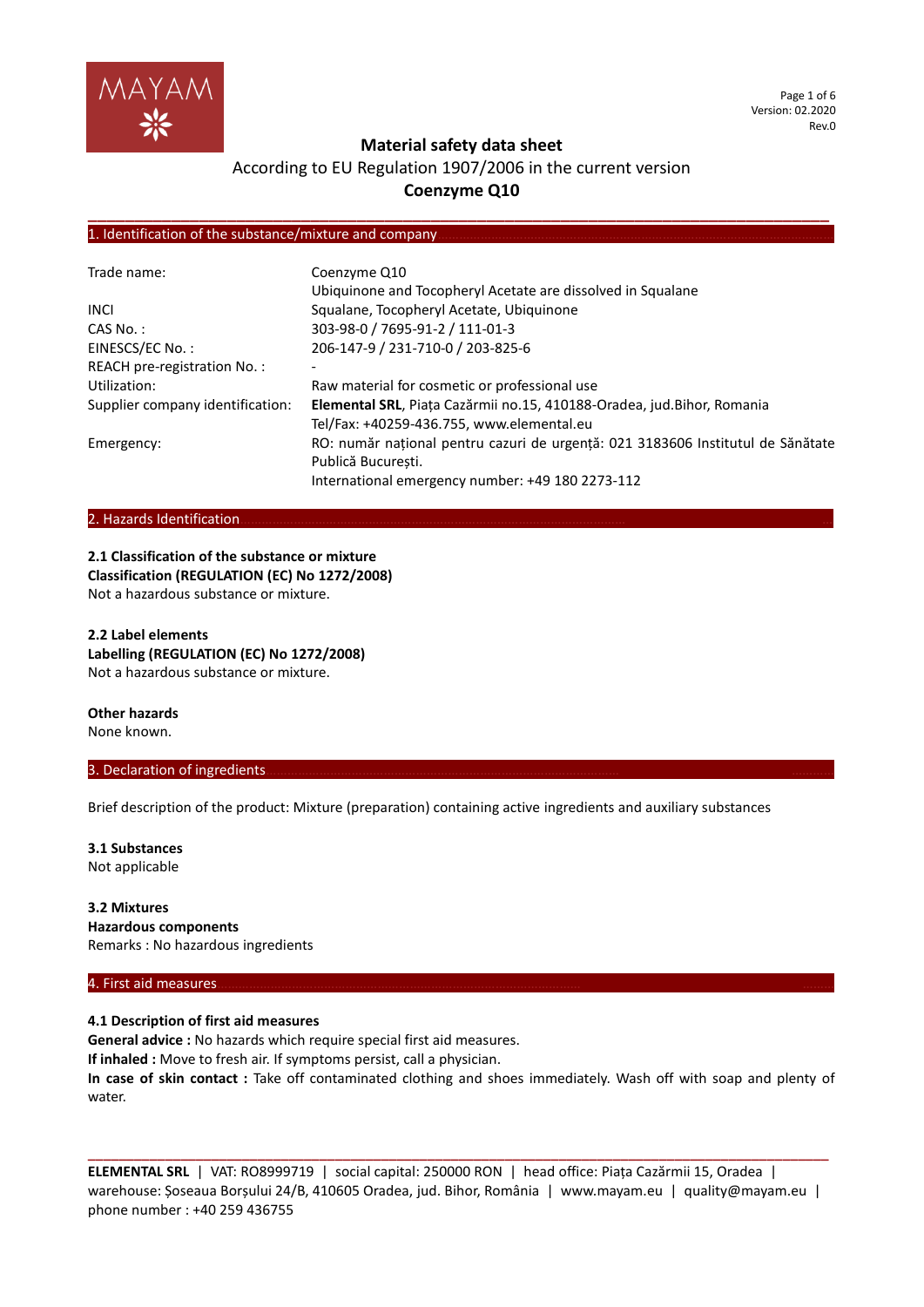# Material safety data sheet

According to EU Regulation 1907/2006 in the current version

**Coenzyme Q10**

## 1. Identification of the substance/mixture and company

| | |
|---|---|
| Trade name: | Coenzyme Q10<br>Ubiquinone and Tocopheryl Acetate are dissolved in Squalane |
| INCI | Squalane, Tocopheryl Acetate, Ubiquinone |
| CAS No. : | 303-98-0 / 7695-91-2 / 111-01-3 |
| EINESCS/EC No. : | 206-147-9 / 231-710-0 / 203-825-6 |
| REACH pre-registration No. : | - |
| Utilization: | Raw material for cosmetic or professional use |
| Supplier company identification: | **Elemental SRL**, Piața Cazărmii no.15, 410188-Oradea, jud.Bihor, Romania<br>Tel/Fax: +40259-436.755, www.elemental.eu |
| Emergency: | RO: număr național pentru cazuri de urgență: 021 3183606 Institutul de Sănătate Publică București.<br>International emergency number: +49 180 2273-112 |

## 2. Hazards Identification

**2.1 Classification of the substance or mixture**
**Classification (REGULATION (EC) No 1272/2008)**
Not a hazardous substance or mixture.

**2.2 Label elements**
**Labelling (REGULATION (EC) No 1272/2008)**
Not a hazardous substance or mixture.

**Other hazards**
None known.

## 3. Declaration of ingredients

Brief description of the product: Mixture (preparation) containing active ingredients and auxiliary substances

**3.1 Substances**
Not applicable

**3.2 Mixtures**
**Hazardous components**
Remarks : No hazardous ingredients

## 4. First aid measures

**4.1 Description of first aid measures**
**General advice :** No hazards which require special first aid measures.
**If inhaled :** Move to fresh air. If symptoms persist, call a physician.
**In case of skin contact :** Take off contaminated clothing and shoes immediately. Wash off with soap and plenty of water.

**ELEMENTAL SRL** | VAT: RO8999719 | social capital: 250000 RON | head office: Piața Cazărmii 15, Oradea | warehouse: Șoseaua Borșului 24/B, 410605 Oradea, jud. Bihor, România | www.mayam.eu | quality@mayam.eu | phone number : +40 259 436755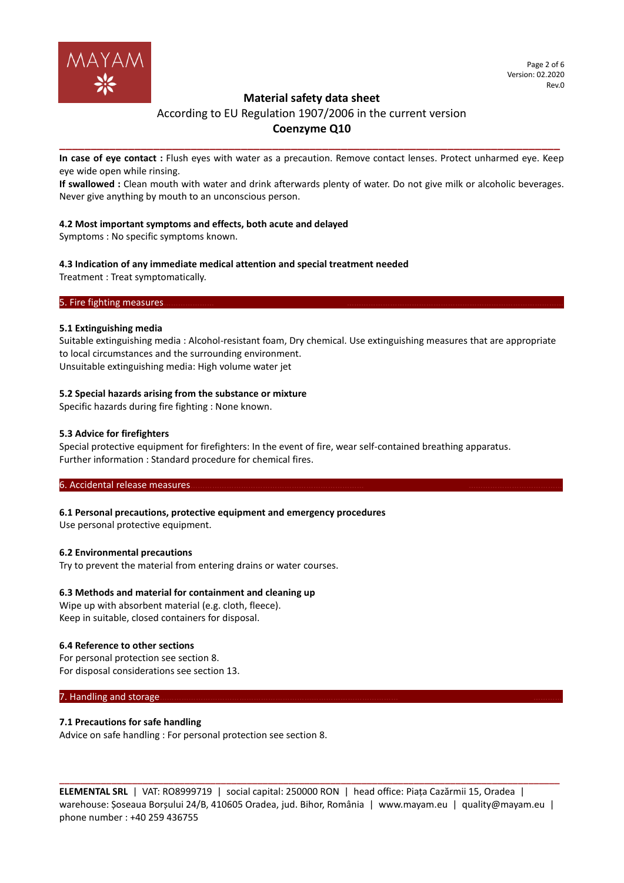**In case of eye contact :** Flush eyes with water as a precaution. Remove contact lenses. Protect unharmed eye. Keep eye wide open while rinsing.

**If swallowed :** Clean mouth with water and drink afterwards plenty of water. Do not give milk or alcoholic beverages. Never give anything by mouth to an unconscious person.

### 4.2 Most important symptoms and effects, both acute and delayed

Symptoms : No specific symptoms known.

### 4.3 Indication of any immediate medical attention and special treatment needed

Treatment : Treat symptomatically.

## 5. Fire fighting measures

### 5.1 Extinguishing media

Suitable extinguishing media : Alcohol-resistant foam, Dry chemical. Use extinguishing measures that are appropriate to local circumstances and the surrounding environment.

Unsuitable extinguishing media: High volume water jet

### 5.2 Special hazards arising from the substance or mixture

Specific hazards during fire fighting : None known.

### 5.3 Advice for firefighters

Special protective equipment for firefighters: In the event of fire, wear self-contained breathing apparatus.

Further information : Standard procedure for chemical fires.

## 6. Accidental release measures

### 6.1 Personal precautions, protective equipment and emergency procedures

Use personal protective equipment.

### 6.2 Environmental precautions

Try to prevent the material from entering drains or water courses.

### 6.3 Methods and material for containment and cleaning up

Wipe up with absorbent material (e.g. cloth, fleece).

Keep in suitable, closed containers for disposal.

### 6.4 Reference to other sections

For personal protection see section 8.

For disposal considerations see section 13.

## 7. Handling and storage

### 7.1 Precautions for safe handling

Advice on safe handling : For personal protection see section 8.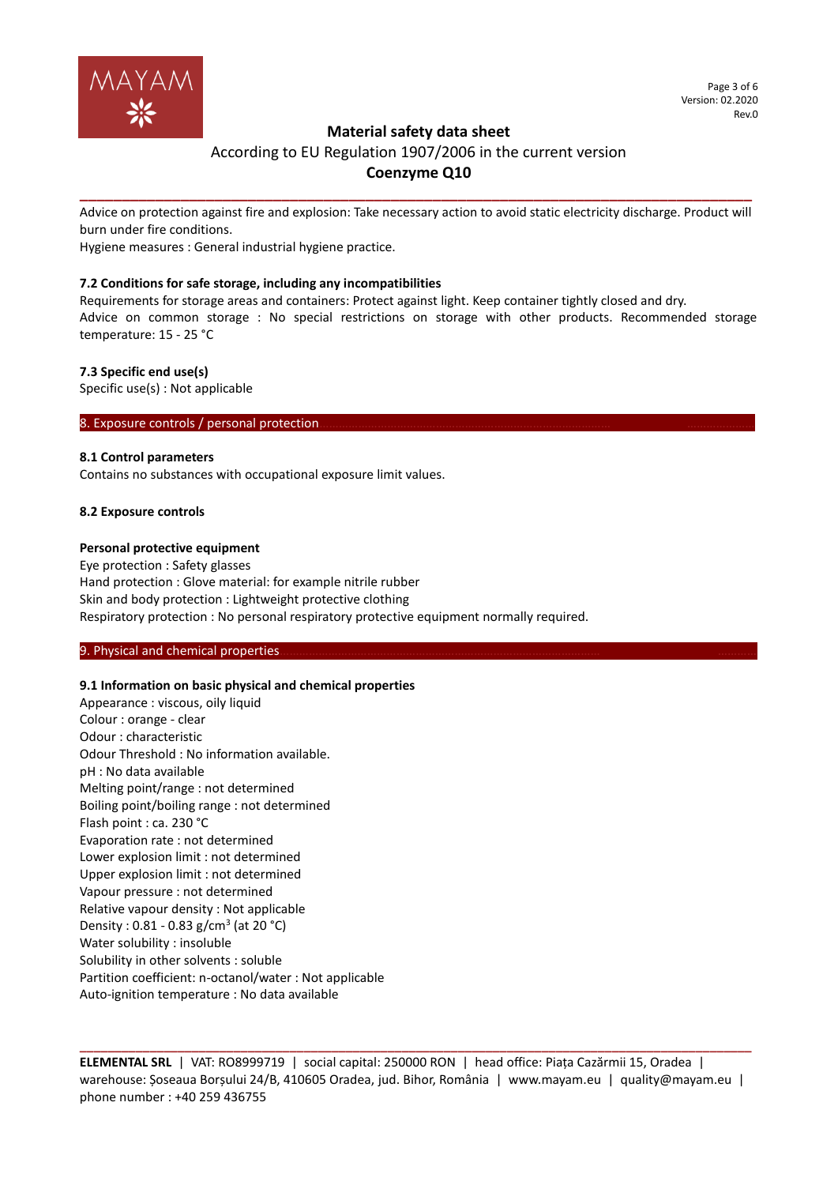Advice on protection against fire and explosion: Take necessary action to avoid static electricity discharge. Product will burn under fire conditions.
Hygiene measures : General industrial hygiene practice.

### 7.2 Conditions for safe storage, including any incompatibilities

Requirements for storage areas and containers: Protect against light. Keep container tightly closed and dry.
Advice on common storage : No special restrictions on storage with other products. Recommended storage temperature: 15 - 25 °C

### 7.3 Specific end use(s)

Specific use(s) : Not applicable

## 8. Exposure controls / personal protection

### 8.1 Control parameters

Contains no substances with occupational exposure limit values.

### 8.2 Exposure controls

**Personal protective equipment**

Eye protection : Safety glasses
Hand protection : Glove material: for example nitrile rubber
Skin and body protection : Lightweight protective clothing
Respiratory protection : No personal respiratory protective equipment normally required.

## 9. Physical and chemical properties

### 9.1 Information on basic physical and chemical properties

Appearance : viscous, oily liquid
Colour : orange - clear
Odour : characteristic
Odour Threshold : No information available.
pH : No data available
Melting point/range : not determined
Boiling point/boiling range : not determined
Flash point : ca. 230 °C
Evaporation rate : not determined
Lower explosion limit : not determined
Upper explosion limit : not determined
Vapour pressure : not determined
Relative vapour density : Not applicable
Density : 0.81 - 0.83 g/cm$^3$ (at 20 °C)
Water solubility : insoluble
Solubility in other solvents : soluble
Partition coefficient: n-octanol/water : Not applicable
Auto-ignition temperature : No data available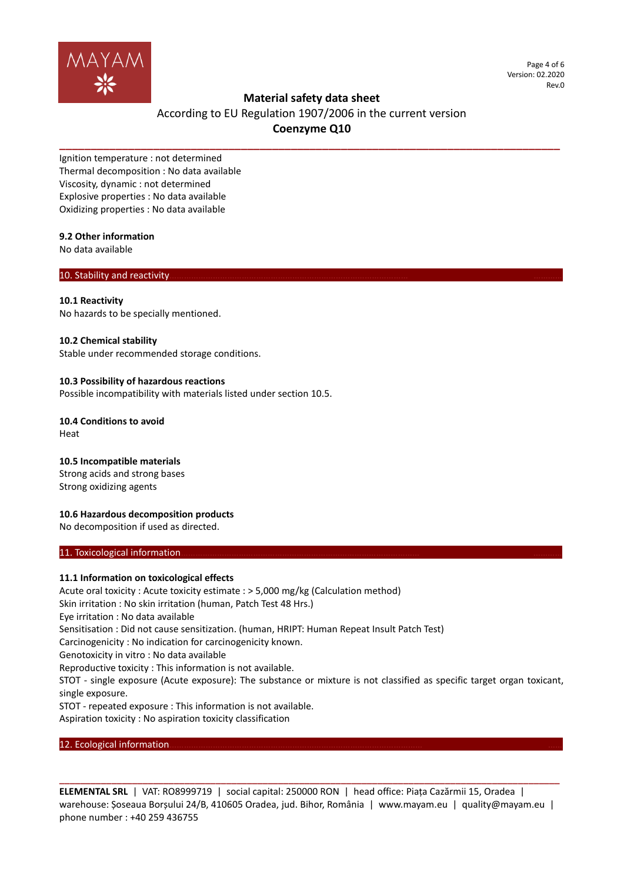Ignition temperature : not determined
Thermal decomposition : No data available
Viscosity, dynamic : not determined
Explosive properties : No data available
Oxidizing properties : No data available

### 9.2 Other information

No data available

## 10. Stability and reactivity

### 10.1 Reactivity

No hazards to be specially mentioned.

### 10.2 Chemical stability

Stable under recommended storage conditions.

### 10.3 Possibility of hazardous reactions

Possible incompatibility with materials listed under section 10.5.

### 10.4 Conditions to avoid

Heat

### 10.5 Incompatible materials

Strong acids and strong bases
Strong oxidizing agents

### 10.6 Hazardous decomposition products

No decomposition if used as directed.

## 11. Toxicological information

### 11.1 Information on toxicological effects

Acute oral toxicity : Acute toxicity estimate : > 5,000 mg/kg (Calculation method)
Skin irritation : No skin irritation (human, Patch Test 48 Hrs.)
Eye irritation : No data available
Sensitisation : Did not cause sensitization. (human, HRIPT: Human Repeat Insult Patch Test)
Carcinogenicity : No indication for carcinogenicity known.
Genotoxicity in vitro : No data available
Reproductive toxicity : This information is not available.
STOT - single exposure (Acute exposure): The substance or mixture is not classified as specific target organ toxicant, single exposure.
STOT - repeated exposure : This information is not available.
Aspiration toxicity : No aspiration toxicity classification

## 12. Ecological information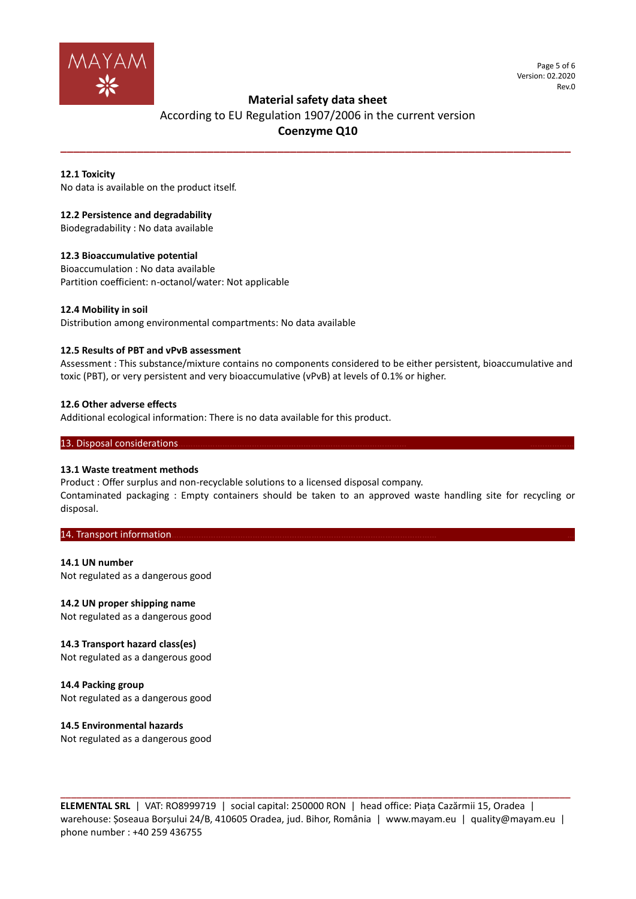#### 12.1 Toxicity
No data is available on the product itself.

#### 12.2 Persistence and degradability
Biodegradability : No data available

#### 12.3 Bioaccumulative potential
Bioaccumulation : No data available
Partition coefficient: n-octanol/water: Not applicable

#### 12.4 Mobility in soil
Distribution among environmental compartments: No data available

#### 12.5 Results of PBT and vPvB assessment
Assessment : This substance/mixture contains no components considered to be either persistent, bioaccumulative and toxic (PBT), or very persistent and very bioaccumulative (vPvB) at levels of 0.1% or higher.

#### 12.6 Other adverse effects
Additional ecological information: There is no data available for this product.

## 13. Disposal considerations

#### 13.1 Waste treatment methods
Product : Offer surplus and non-recyclable solutions to a licensed disposal company.
Contaminated packaging : Empty containers should be taken to an approved waste handling site for recycling or disposal.

## 14. Transport information

#### 14.1 UN number
Not regulated as a dangerous good

#### 14.2 UN proper shipping name
Not regulated as a dangerous good

#### 14.3 Transport hazard class(es)
Not regulated as a dangerous good

#### 14.4 Packing group
Not regulated as a dangerous good

#### 14.5 Environmental hazards
Not regulated as a dangerous good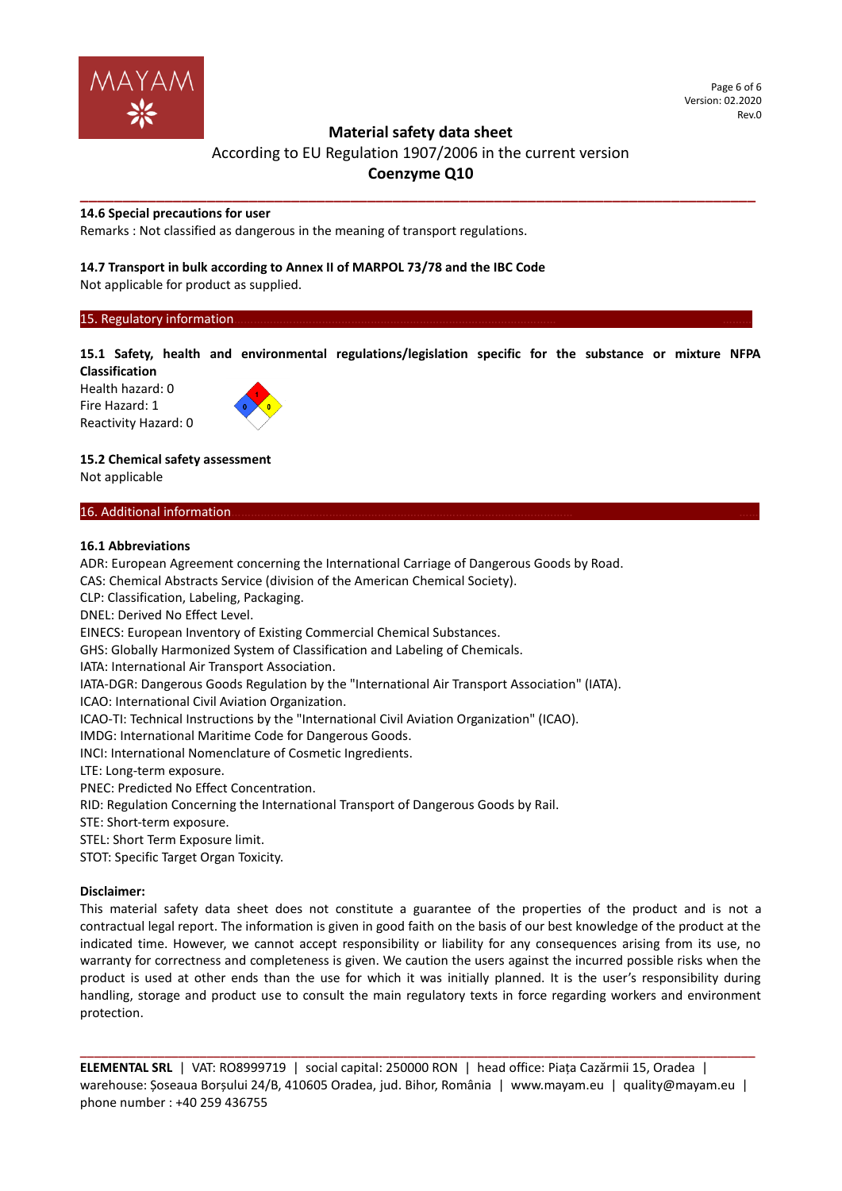#### 14.6 Special precautions for user

Remarks : Not classified as dangerous in the meaning of transport regulations.

#### 14.7 Transport in bulk according to Annex II of MARPOL 73/78 and the IBC Code

Not applicable for product as supplied.

## 15. Regulatory information

#### 15.1 Safety, health and environmental regulations/legislation specific for the substance or mixture NFPA Classification

Health hazard: 0
Fire Hazard: 1
Reactivity Hazard: 0

#### 15.2 Chemical safety assessment

Not applicable

## 16. Additional information

#### 16.1 Abbreviations

ADR: European Agreement concerning the International Carriage of Dangerous Goods by Road.
CAS: Chemical Abstracts Service (division of the American Chemical Society).
CLP: Classification, Labeling, Packaging.
DNEL: Derived No Effect Level.
EINECS: European Inventory of Existing Commercial Chemical Substances.
GHS: Globally Harmonized System of Classification and Labeling of Chemicals.
IATA: International Air Transport Association.
IATA-DGR: Dangerous Goods Regulation by the "International Air Transport Association" (IATA).
ICAO: International Civil Aviation Organization.
ICAO-TI: Technical Instructions by the "International Civil Aviation Organization" (ICAO).
IMDG: International Maritime Code for Dangerous Goods.
INCI: International Nomenclature of Cosmetic Ingredients.
LTE: Long-term exposure.
PNEC: Predicted No Effect Concentration.
RID: Regulation Concerning the International Transport of Dangerous Goods by Rail.
STE: Short-term exposure.
STEL: Short Term Exposure limit.
STOT: Specific Target Organ Toxicity.

**Disclaimer:**

This material safety data sheet does not constitute a guarantee of the properties of the product and is not a contractual legal report. The information is given in good faith on the basis of our best knowledge of the product at the indicated time. However, we cannot accept responsibility or liability for any consequences arising from its use, no warranty for correctness and completeness is given. We caution the users against the incurred possible risks when the product is used at other ends than the use for which it was initially planned. It is the user's responsibility during handling, storage and product use to consult the main regulatory texts in force regarding workers and environment protection.